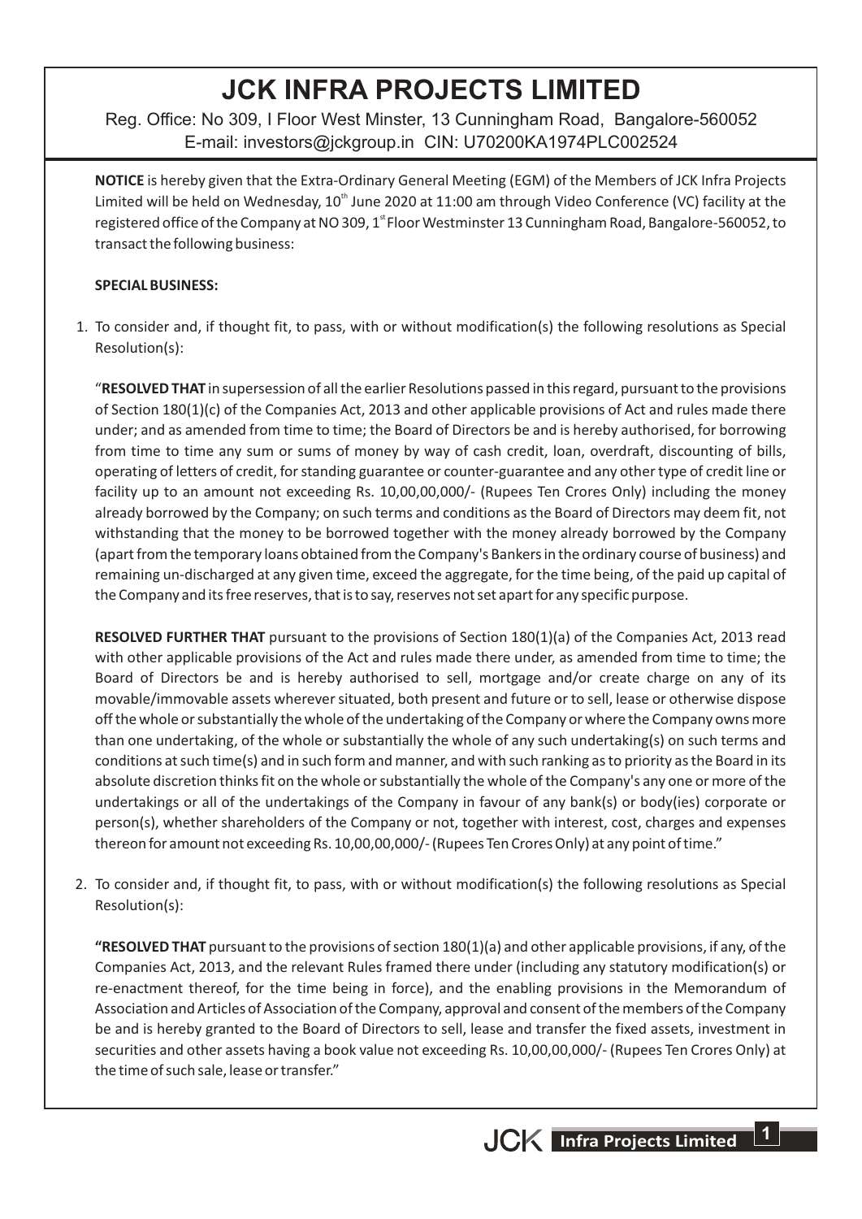# JCK INFRA PROJECTS LIMITED

Reg. Office: No 309, I Floor West Minster, 13 Cunningham Road, Bangalore-560052
E-mail: investors@jckgroup.in CIN: U70200KA1974PLC002524

**NOTICE** is hereby given that the Extra-Ordinary General Meeting (EGM) of the Members of JCK Infra Projects Limited will be held on Wednesday, 10th June 2020 at 11:00 am through Video Conference (VC) facility at the registered office of the Company at NO 309, 1st Floor Westminster 13 Cunningham Road, Bangalore-560052, to transact the following business:

**SPECIAL BUSINESS:**

1. To consider and, if thought fit, to pass, with or without modification(s) the following resolutions as Special Resolution(s):

   "**RESOLVED THAT** in supersession of all the earlier Resolutions passed in this regard, pursuant to the provisions of Section 180(1)(c) of the Companies Act, 2013 and other applicable provisions of Act and rules made there under; and as amended from time to time; the Board of Directors be and is hereby authorised, for borrowing from time to time any sum or sums of money by way of cash credit, loan, overdraft, discounting of bills, operating of letters of credit, for standing guarantee or counter-guarantee and any other type of credit line or facility up to an amount not exceeding Rs. 10,00,00,000/- (Rupees Ten Crores Only) including the money already borrowed by the Company; on such terms and conditions as the Board of Directors may deem fit, not withstanding that the money to be borrowed together with the money already borrowed by the Company (apart from the temporary loans obtained from the Company's Bankers in the ordinary course of business) and remaining un-discharged at any given time, exceed the aggregate, for the time being, of the paid up capital of the Company and its free reserves, that is to say, reserves not set apart for any specific purpose.

   **RESOLVED FURTHER THAT** pursuant to the provisions of Section 180(1)(a) of the Companies Act, 2013 read with other applicable provisions of the Act and rules made there under, as amended from time to time; the Board of Directors be and is hereby authorised to sell, mortgage and/or create charge on any of its movable/immovable assets wherever situated, both present and future or to sell, lease or otherwise dispose off the whole or substantially the whole of the undertaking of the Company or where the Company owns more than one undertaking, of the whole or substantially the whole of any such undertaking(s) on such terms and conditions at such time(s) and in such form and manner, and with such ranking as to priority as the Board in its absolute discretion thinks fit on the whole or substantially the whole of the Company's any one or more of the undertakings or all of the undertakings of the Company in favour of any bank(s) or body(ies) corporate or person(s), whether shareholders of the Company or not, together with interest, cost, charges and expenses thereon for amount not exceeding Rs. 10,00,00,000/- (Rupees Ten Crores Only) at any point of time."

2. To consider and, if thought fit, to pass, with or without modification(s) the following resolutions as Special Resolution(s):

   **"RESOLVED THAT** pursuant to the provisions of section 180(1)(a) and other applicable provisions, if any, of the Companies Act, 2013, and the relevant Rules framed there under (including any statutory modification(s) or re-enactment thereof, for the time being in force), and the enabling provisions in the Memorandum of Association and Articles of Association of the Company, approval and consent of the members of the Company be and is hereby granted to the Board of Directors to sell, lease and transfer the fixed assets, investment in securities and other assets having a book value not exceeding Rs. 10,00,00,000/- (Rupees Ten Crores Only) at the time of such sale, lease or transfer."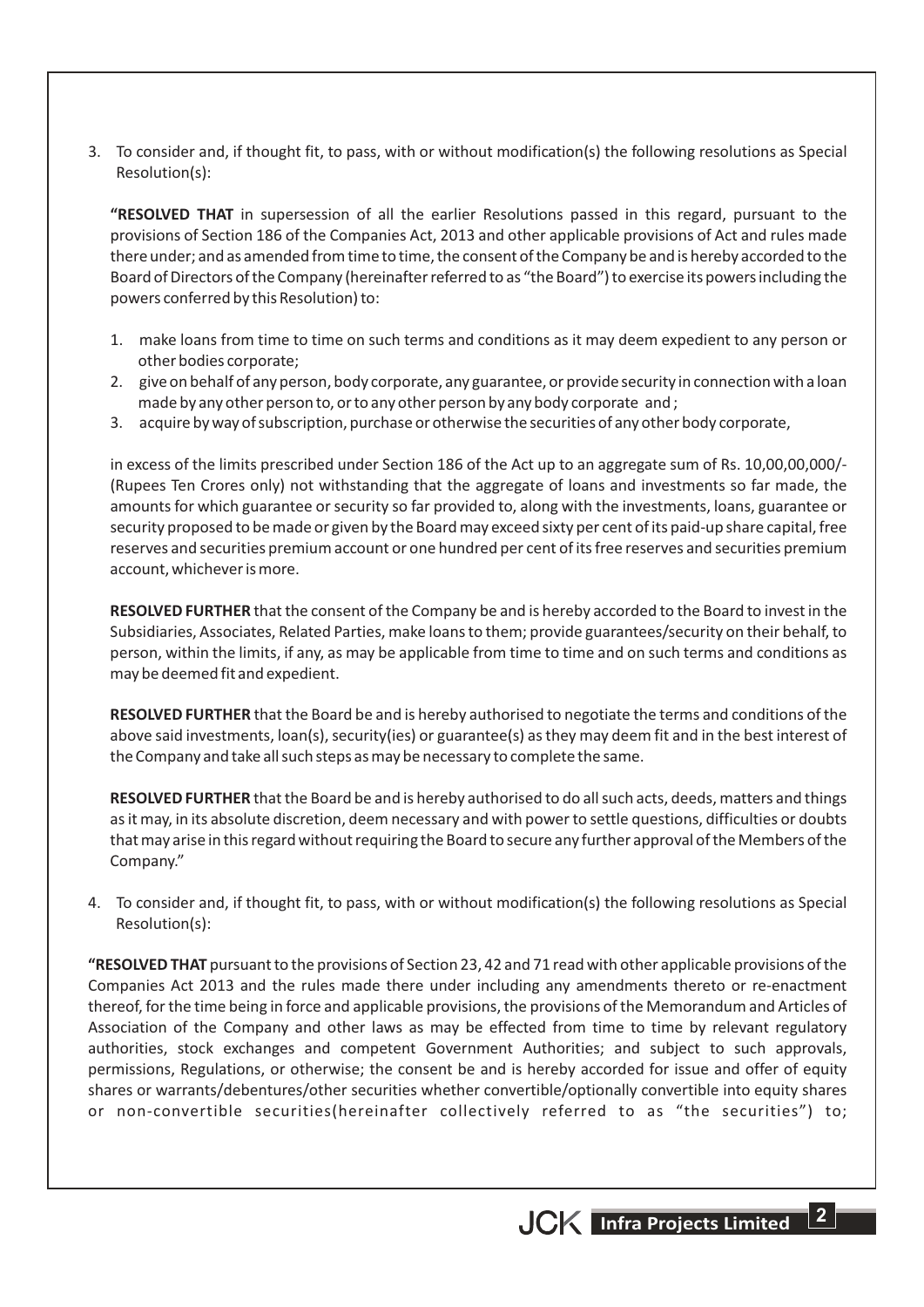3. To consider and, if thought fit, to pass, with or without modification(s) the following resolutions as Special Resolution(s):

**"RESOLVED THAT** in supersession of all the earlier Resolutions passed in this regard, pursuant to the provisions of Section 186 of the Companies Act, 2013 and other applicable provisions of Act and rules made there under; and as amended from time to time, the consent of the Company be and is hereby accorded to the Board of Directors of the Company (hereinafter referred to as "the Board") to exercise its powers including the powers conferred by this Resolution) to:

1. make loans from time to time on such terms and conditions as it may deem expedient to any person or other bodies corporate;
2. give on behalf of any person, body corporate, any guarantee, or provide security in connection with a loan made by any other person to, or to any other person by any body corporate and ;
3. acquire by way of subscription, purchase or otherwise the securities of any other body corporate,

in excess of the limits prescribed under Section 186 of the Act up to an aggregate sum of Rs. 10,00,00,000/- (Rupees Ten Crores only) not withstanding that the aggregate of loans and investments so far made, the amounts for which guarantee or security so far provided to, along with the investments, loans, guarantee or security proposed to be made or given by the Board may exceed sixty per cent of its paid-up share capital, free reserves and securities premium account or one hundred per cent of its free reserves and securities premium account, whichever is more.

**RESOLVED FURTHER** that the consent of the Company be and is hereby accorded to the Board to invest in the Subsidiaries, Associates, Related Parties, make loans to them; provide guarantees/security on their behalf, to person, within the limits, if any, as may be applicable from time to time and on such terms and conditions as may be deemed fit and expedient.

**RESOLVED FURTHER** that the Board be and is hereby authorised to negotiate the terms and conditions of the above said investments, loan(s), security(ies) or guarantee(s) as they may deem fit and in the best interest of the Company and take all such steps as may be necessary to complete the same.

**RESOLVED FURTHER** that the Board be and is hereby authorised to do all such acts, deeds, matters and things as it may, in its absolute discretion, deem necessary and with power to settle questions, difficulties or doubts that may arise in this regard without requiring the Board to secure any further approval of the Members of the Company."

4. To consider and, if thought fit, to pass, with or without modification(s) the following resolutions as Special Resolution(s):

**"RESOLVED THAT** pursuant to the provisions of Section 23, 42 and 71 read with other applicable provisions of the Companies Act 2013 and the rules made there under including any amendments thereto or re-enactment thereof, for the time being in force and applicable provisions, the provisions of the Memorandum and Articles of Association of the Company and other laws as may be effected from time to time by relevant regulatory authorities, stock exchanges and competent Government Authorities; and subject to such approvals, permissions, Regulations, or otherwise; the consent be and is hereby accorded for issue and offer of equity shares or warrants/debentures/other securities whether convertible/optionally convertible into equity shares or non-convertible securities(hereinafter collectively referred to as "the securities") to;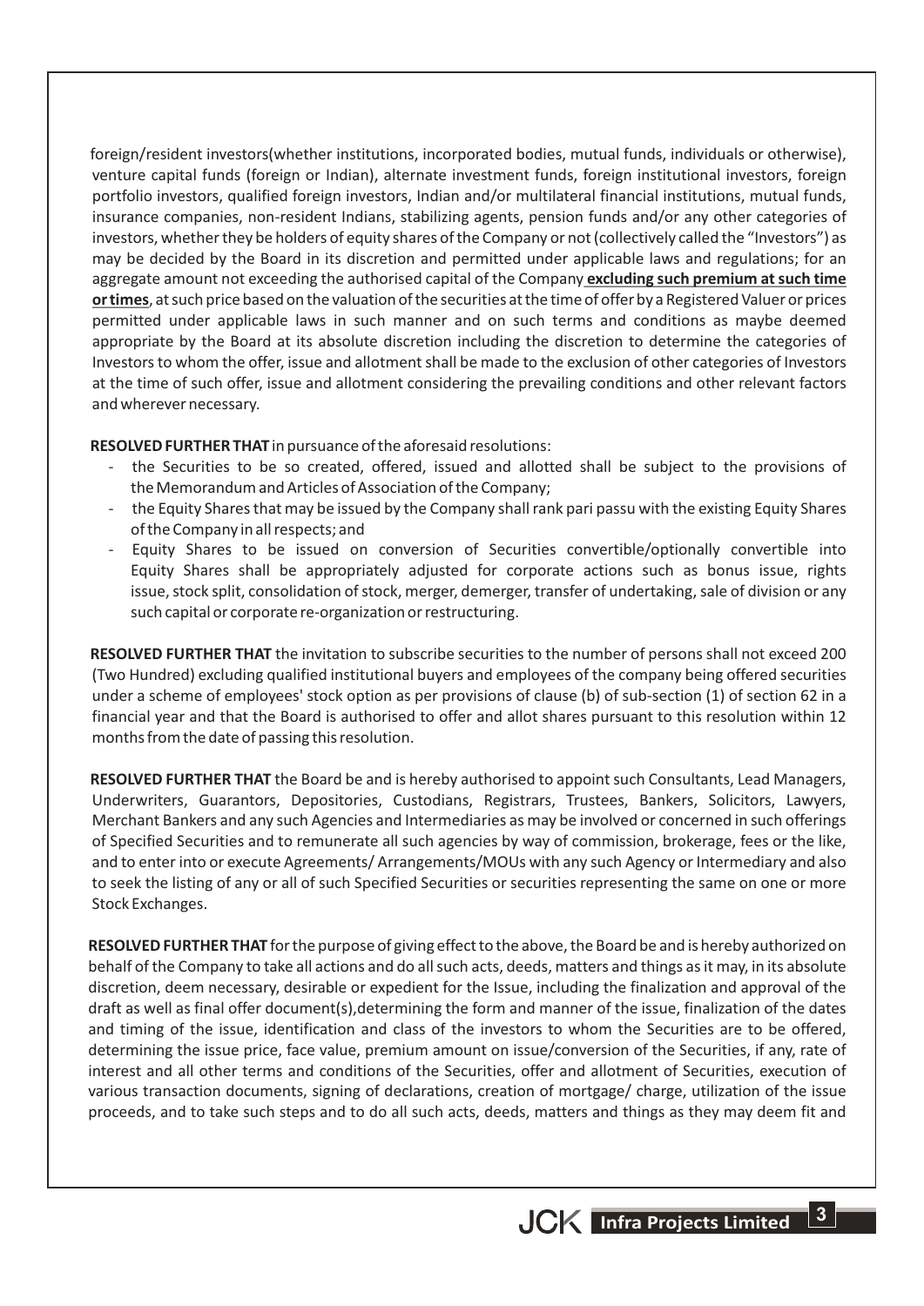foreign/resident investors(whether institutions, incorporated bodies, mutual funds, individuals or otherwise), venture capital funds (foreign or Indian), alternate investment funds, foreign institutional investors, foreign portfolio investors, qualified foreign investors, Indian and/or multilateral financial institutions, mutual funds, insurance companies, non-resident Indians, stabilizing agents, pension funds and/or any other categories of investors, whether they be holders of equity shares of the Company or not (collectively called the "Investors") as may be decided by the Board in its discretion and permitted under applicable laws and regulations; for an aggregate amount not exceeding the authorised capital of the Company **excluding such premium at such time or times**, at such price based on the valuation of the securities at the time of offer by a Registered Valuer or prices permitted under applicable laws in such manner and on such terms and conditions as maybe deemed appropriate by the Board at its absolute discretion including the discretion to determine the categories of Investors to whom the offer, issue and allotment shall be made to the exclusion of other categories of Investors at the time of such offer, issue and allotment considering the prevailing conditions and other relevant factors and wherever necessary.

**RESOLVED FURTHER THAT** in pursuance of the aforesaid resolutions:

- the Securities to be so created, offered, issued and allotted shall be subject to the provisions of the Memorandum and Articles of Association of the Company;
- the Equity Shares that may be issued by the Company shall rank pari passu with the existing Equity Shares of the Company in all respects; and
- Equity Shares to be issued on conversion of Securities convertible/optionally convertible into Equity Shares shall be appropriately adjusted for corporate actions such as bonus issue, rights issue, stock split, consolidation of stock, merger, demerger, transfer of undertaking, sale of division or any such capital or corporate re-organization or restructuring.

**RESOLVED FURTHER THAT** the invitation to subscribe securities to the number of persons shall not exceed 200 (Two Hundred) excluding qualified institutional buyers and employees of the company being offered securities under a scheme of employees' stock option as per provisions of clause (b) of sub-section (1) of section 62 in a financial year and that the Board is authorised to offer and allot shares pursuant to this resolution within 12 months from the date of passing this resolution.

**RESOLVED FURTHER THAT** the Board be and is hereby authorised to appoint such Consultants, Lead Managers, Underwriters, Guarantors, Depositories, Custodians, Registrars, Trustees, Bankers, Solicitors, Lawyers, Merchant Bankers and any such Agencies and Intermediaries as may be involved or concerned in such offerings of Specified Securities and to remunerate all such agencies by way of commission, brokerage, fees or the like, and to enter into or execute Agreements/ Arrangements/MOUs with any such Agency or Intermediary and also to seek the listing of any or all of such Specified Securities or securities representing the same on one or more Stock Exchanges.

**RESOLVED FURTHER THAT** for the purpose of giving effect to the above, the Board be and is hereby authorized on behalf of the Company to take all actions and do all such acts, deeds, matters and things as it may, in its absolute discretion, deem necessary, desirable or expedient for the Issue, including the finalization and approval of the draft as well as final offer document(s),determining the form and manner of the issue, finalization of the dates and timing of the issue, identification and class of the investors to whom the Securities are to be offered, determining the issue price, face value, premium amount on issue/conversion of the Securities, if any, rate of interest and all other terms and conditions of the Securities, offer and allotment of Securities, execution of various transaction documents, signing of declarations, creation of mortgage/ charge, utilization of the issue proceeds, and to take such steps and to do all such acts, deeds, matters and things as they may deem fit and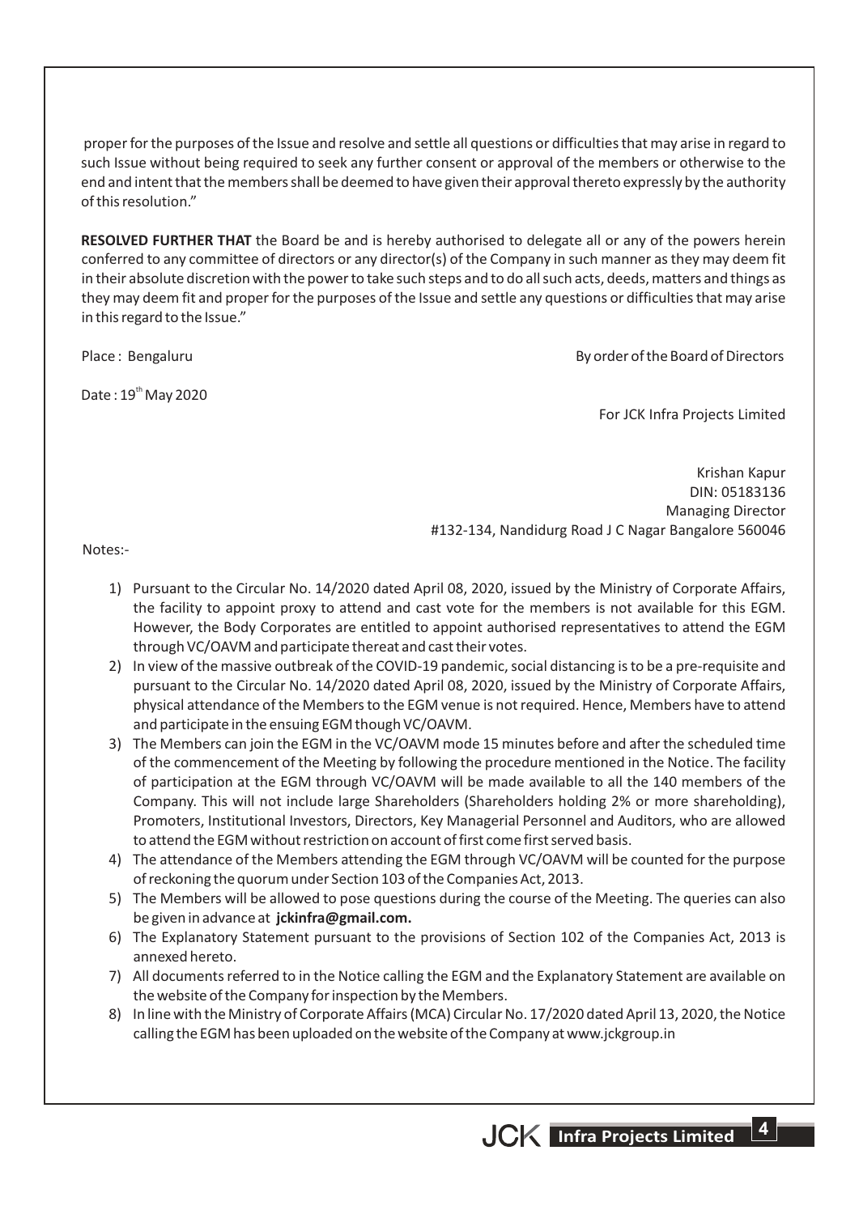proper for the purposes of the Issue and resolve and settle all questions or difficulties that may arise in regard to such Issue without being required to seek any further consent or approval of the members or otherwise to the end and intent that the members shall be deemed to have given their approval thereto expressly by the authority of this resolution."

**RESOLVED FURTHER THAT** the Board be and is hereby authorised to delegate all or any of the powers herein conferred to any committee of directors or any director(s) of the Company in such manner as they may deem fit in their absolute discretion with the power to take such steps and to do all such acts, deeds, matters and things as they may deem fit and proper for the purposes of the Issue and settle any questions or difficulties that may arise in this regard to the Issue."

Place : Bengaluru

By order of the Board of Directors

Date : 19th May 2020

For JCK Infra Projects Limited

Krishan Kapur
DIN: 05183136
Managing Director
#132-134, Nandidurg Road J C Nagar Bangalore 560046

Notes:-

1) Pursuant to the Circular No. 14/2020 dated April 08, 2020, issued by the Ministry of Corporate Affairs, the facility to appoint proxy to attend and cast vote for the members is not available for this EGM. However, the Body Corporates are entitled to appoint authorised representatives to attend the EGM through VC/OAVM and participate thereat and cast their votes.
2) In view of the massive outbreak of the COVID-19 pandemic, social distancing is to be a pre-requisite and pursuant to the Circular No. 14/2020 dated April 08, 2020, issued by the Ministry of Corporate Affairs, physical attendance of the Members to the EGM venue is not required. Hence, Members have to attend and participate in the ensuing EGM though VC/OAVM.
3) The Members can join the EGM in the VC/OAVM mode 15 minutes before and after the scheduled time of the commencement of the Meeting by following the procedure mentioned in the Notice. The facility of participation at the EGM through VC/OAVM will be made available to all the 140 members of the Company. This will not include large Shareholders (Shareholders holding 2% or more shareholding), Promoters, Institutional Investors, Directors, Key Managerial Personnel and Auditors, who are allowed to attend the EGM without restriction on account of first come first served basis.
4) The attendance of the Members attending the EGM through VC/OAVM will be counted for the purpose of reckoning the quorum under Section 103 of the Companies Act, 2013.
5) The Members will be allowed to pose questions during the course of the Meeting. The queries can also be given in advance at **jckinfra@gmail.com.**
6) The Explanatory Statement pursuant to the provisions of Section 102 of the Companies Act, 2013 is annexed hereto.
7) All documents referred to in the Notice calling the EGM and the Explanatory Statement are available on the website of the Company for inspection by the Members.
8) In line with the Ministry of Corporate Affairs (MCA) Circular No. 17/2020 dated April 13, 2020, the Notice calling the EGM has been uploaded on the website of the Company at www.jckgroup.in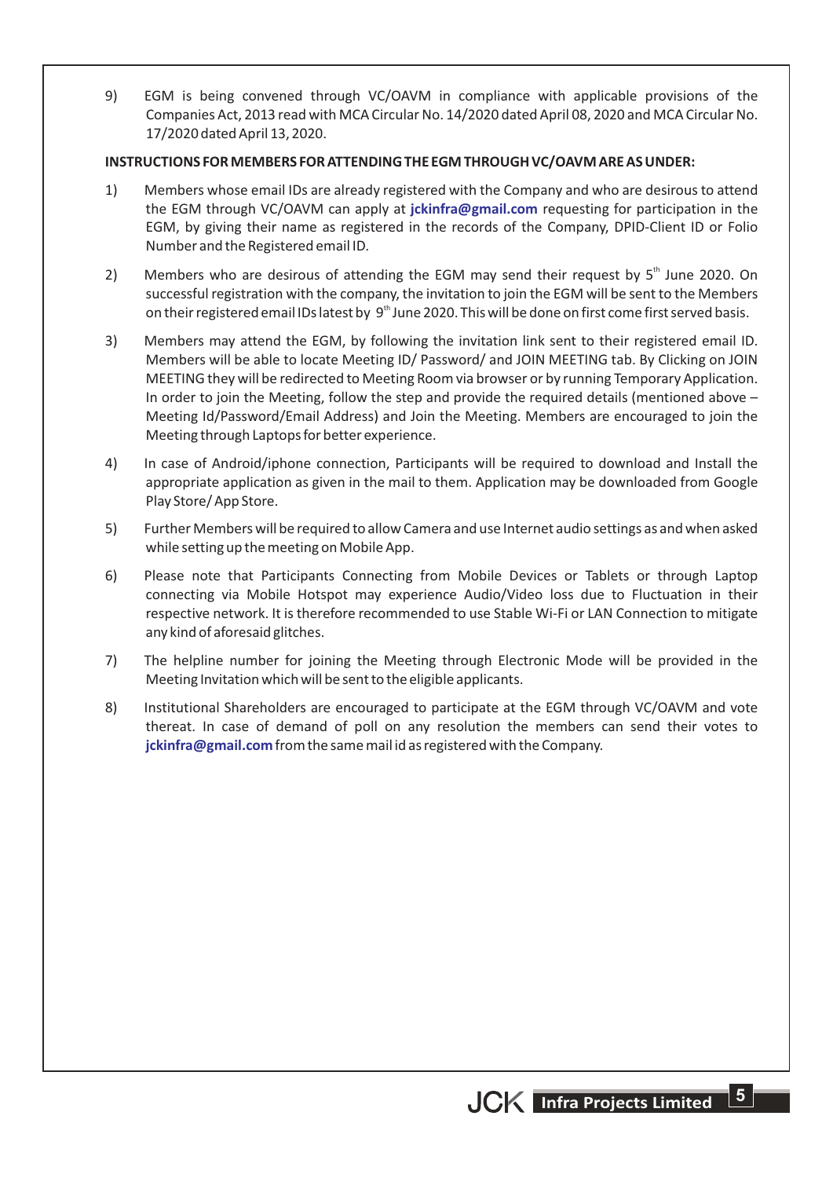9) EGM is being convened through VC/OAVM in compliance with applicable provisions of the Companies Act, 2013 read with MCA Circular No. 14/2020 dated April 08, 2020 and MCA Circular No. 17/2020 dated April 13, 2020.

**INSTRUCTIONS FOR MEMBERS FOR ATTENDING THE EGM THROUGH VC/OAVM ARE AS UNDER:**

1) Members whose email IDs are already registered with the Company and who are desirous to attend the EGM through VC/OAVM can apply at **jckinfra@gmail.com** requesting for participation in the EGM, by giving their name as registered in the records of the Company, DPID-Client ID or Folio Number and the Registered email ID.

2) Members who are desirous of attending the EGM may send their request by 5th June 2020. On successful registration with the company, the invitation to join the EGM will be sent to the Members on their registered email IDs latest by 9th June 2020. This will be done on first come first served basis.

3) Members may attend the EGM, by following the invitation link sent to their registered email ID. Members will be able to locate Meeting ID/ Password/ and JOIN MEETING tab. By Clicking on JOIN MEETING they will be redirected to Meeting Room via browser or by running Temporary Application. In order to join the Meeting, follow the step and provide the required details (mentioned above – Meeting Id/Password/Email Address) and Join the Meeting. Members are encouraged to join the Meeting through Laptops for better experience.

4) In case of Android/iphone connection, Participants will be required to download and Install the appropriate application as given in the mail to them. Application may be downloaded from Google Play Store/ App Store.

5) Further Members will be required to allow Camera and use Internet audio settings as and when asked while setting up the meeting on Mobile App.

6) Please note that Participants Connecting from Mobile Devices or Tablets or through Laptop connecting via Mobile Hotspot may experience Audio/Video loss due to Fluctuation in their respective network. It is therefore recommended to use Stable Wi-Fi or LAN Connection to mitigate any kind of aforesaid glitches.

7) The helpline number for joining the Meeting through Electronic Mode will be provided in the Meeting Invitation which will be sent to the eligible applicants.

8) Institutional Shareholders are encouraged to participate at the EGM through VC/OAVM and vote thereat. In case of demand of poll on any resolution the members can send their votes to **jckinfra@gmail.com** from the same mail id as registered with the Company.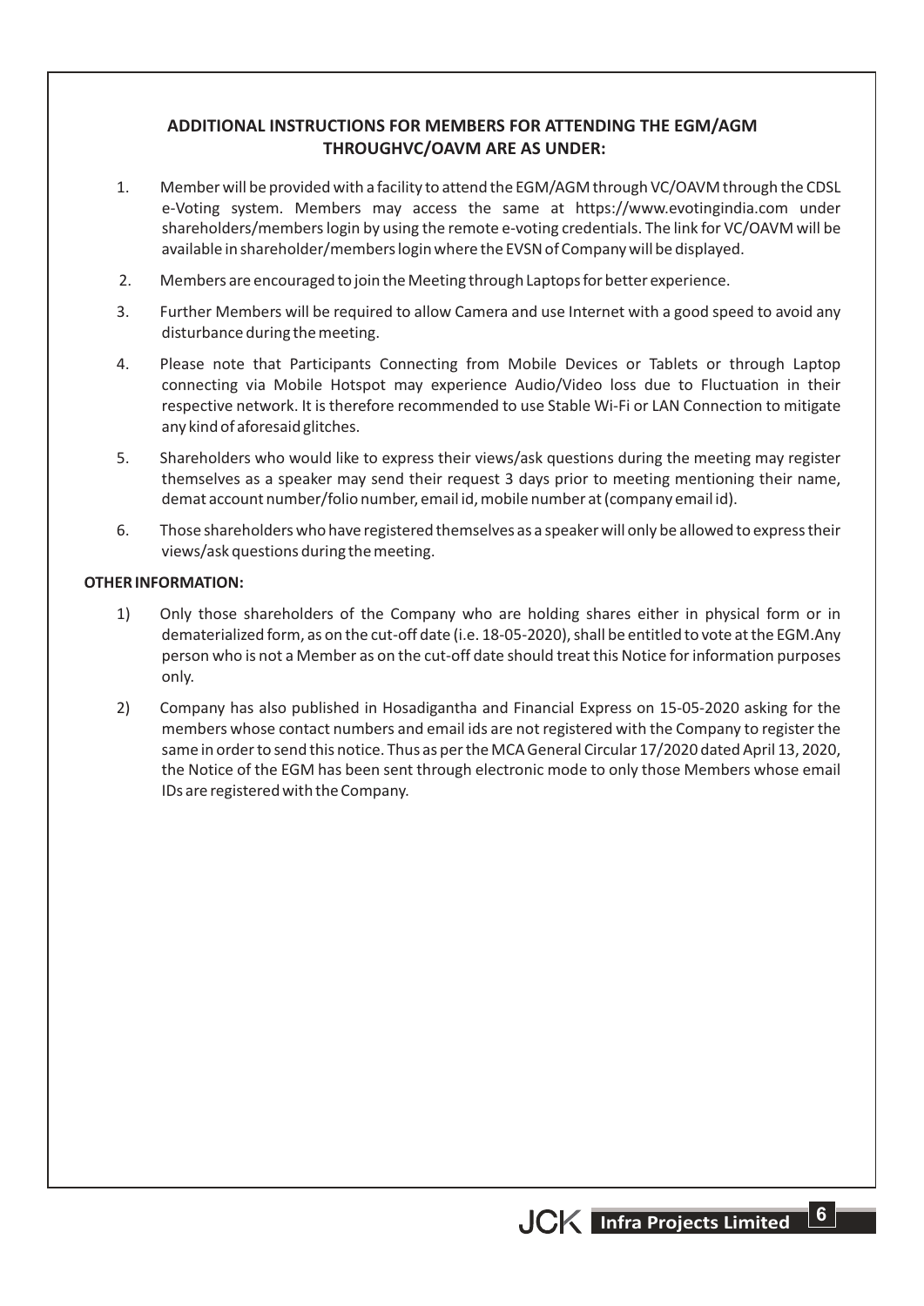## ADDITIONAL INSTRUCTIONS FOR MEMBERS FOR ATTENDING THE EGM/AGM THROUGHVC/OAVM ARE AS UNDER:

1. Member will be provided with a facility to attend the EGM/AGM through VC/OAVM through the CDSL e-Voting system. Members may access the same at https://www.evotingindia.com under shareholders/members login by using the remote e-voting credentials. The link for VC/OAVM will be available in shareholder/members login where the EVSN of Company will be displayed.
2. Members are encouraged to join the Meeting through Laptops for better experience.
3. Further Members will be required to allow Camera and use Internet with a good speed to avoid any disturbance during the meeting.
4. Please note that Participants Connecting from Mobile Devices or Tablets or through Laptop connecting via Mobile Hotspot may experience Audio/Video loss due to Fluctuation in their respective network. It is therefore recommended to use Stable Wi-Fi or LAN Connection to mitigate any kind of aforesaid glitches.
5. Shareholders who would like to express their views/ask questions during the meeting may register themselves as a speaker may send their request 3 days prior to meeting mentioning their name, demat account number/folio number, email id, mobile number at (company email id).
6. Those shareholders who have registered themselves as a speaker will only be allowed to express their views/ask questions during the meeting.

**OTHER INFORMATION:**

1) Only those shareholders of the Company who are holding shares either in physical form or in dematerialized form, as on the cut-off date (i.e. 18-05-2020), shall be entitled to vote at the EGM.Any person who is not a Member as on the cut-off date should treat this Notice for information purposes only.

2) Company has also published in Hosadigantha and Financial Express on 15-05-2020 asking for the members whose contact numbers and email ids are not registered with the Company to register the same in order to send this notice. Thus as per the MCA General Circular 17/2020 dated April 13, 2020, the Notice of the EGM has been sent through electronic mode to only those Members whose email IDs are registered with the Company.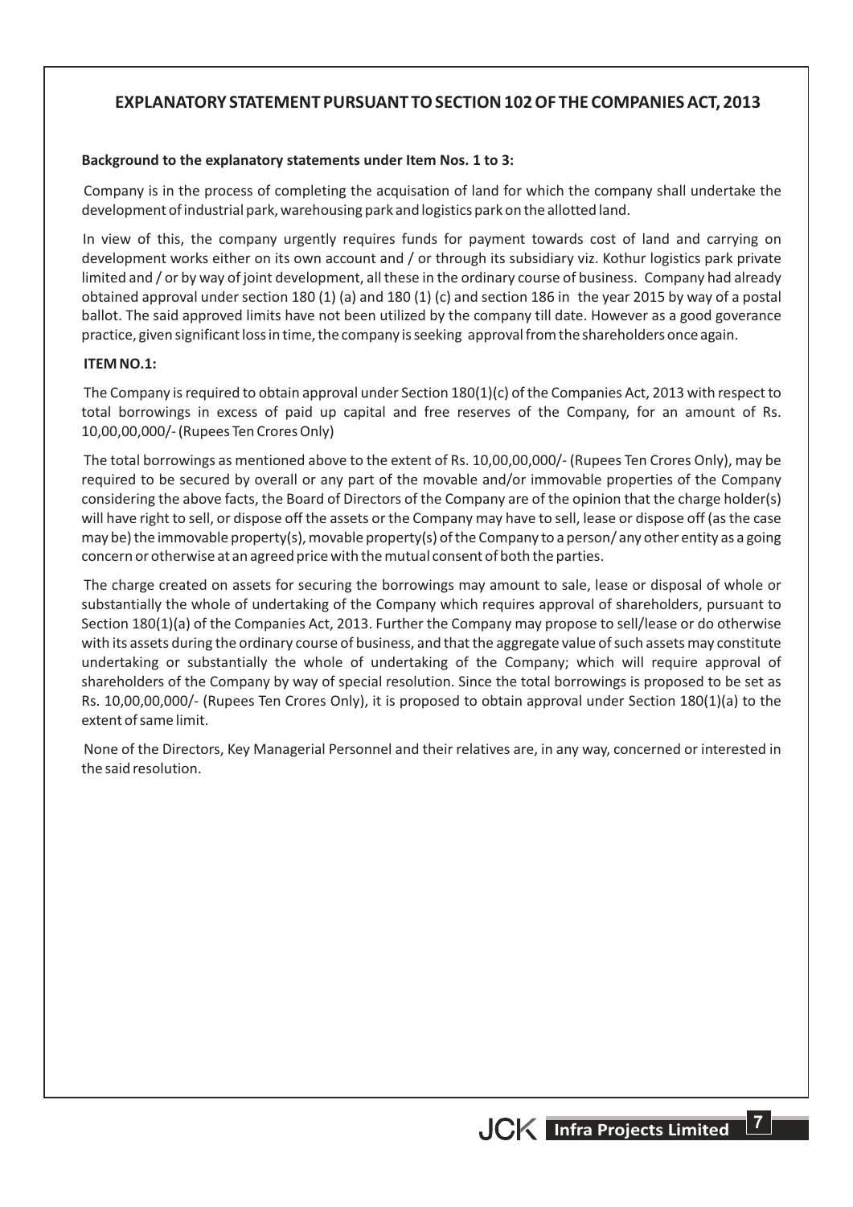## EXPLANATORY STATEMENT PURSUANT TO SECTION 102 OF THE COMPANIES ACT, 2013

**Background to the explanatory statements under Item Nos. 1 to 3:**

Company is in the process of completing the acquisation of land for which the company shall undertake the development of industrial park, warehousing park and logistics park on the allotted land.

In view of this, the company urgently requires funds for payment towards cost of land and carrying on development works either on its own account and / or through its subsidiary viz. Kothur logistics park private limited and / or by way of joint development, all these in the ordinary course of business. Company had already obtained approval under section 180 (1) (a) and 180 (1) (c) and section 186 in the year 2015 by way of a postal ballot. The said approved limits have not been utilized by the company till date. However as a good goverance practice, given significant loss in time, the company is seeking approval from the shareholders once again.

**ITEM NO.1:**

The Company is required to obtain approval under Section 180(1)(c) of the Companies Act, 2013 with respect to total borrowings in excess of paid up capital and free reserves of the Company, for an amount of Rs. 10,00,00,000/- (Rupees Ten Crores Only)

The total borrowings as mentioned above to the extent of Rs. 10,00,00,000/- (Rupees Ten Crores Only), may be required to be secured by overall or any part of the movable and/or immovable properties of the Company considering the above facts, the Board of Directors of the Company are of the opinion that the charge holder(s) will have right to sell, or dispose off the assets or the Company may have to sell, lease or dispose off (as the case may be) the immovable property(s), movable property(s) of the Company to a person/ any other entity as a going concern or otherwise at an agreed price with the mutual consent of both the parties.

The charge created on assets for securing the borrowings may amount to sale, lease or disposal of whole or substantially the whole of undertaking of the Company which requires approval of shareholders, pursuant to Section 180(1)(a) of the Companies Act, 2013. Further the Company may propose to sell/lease or do otherwise with its assets during the ordinary course of business, and that the aggregate value of such assets may constitute undertaking or substantially the whole of undertaking of the Company; which will require approval of shareholders of the Company by way of special resolution. Since the total borrowings is proposed to be set as Rs. 10,00,00,000/- (Rupees Ten Crores Only), it is proposed to obtain approval under Section 180(1)(a) to the extent of same limit.

None of the Directors, Key Managerial Personnel and their relatives are, in any way, concerned or interested in the said resolution.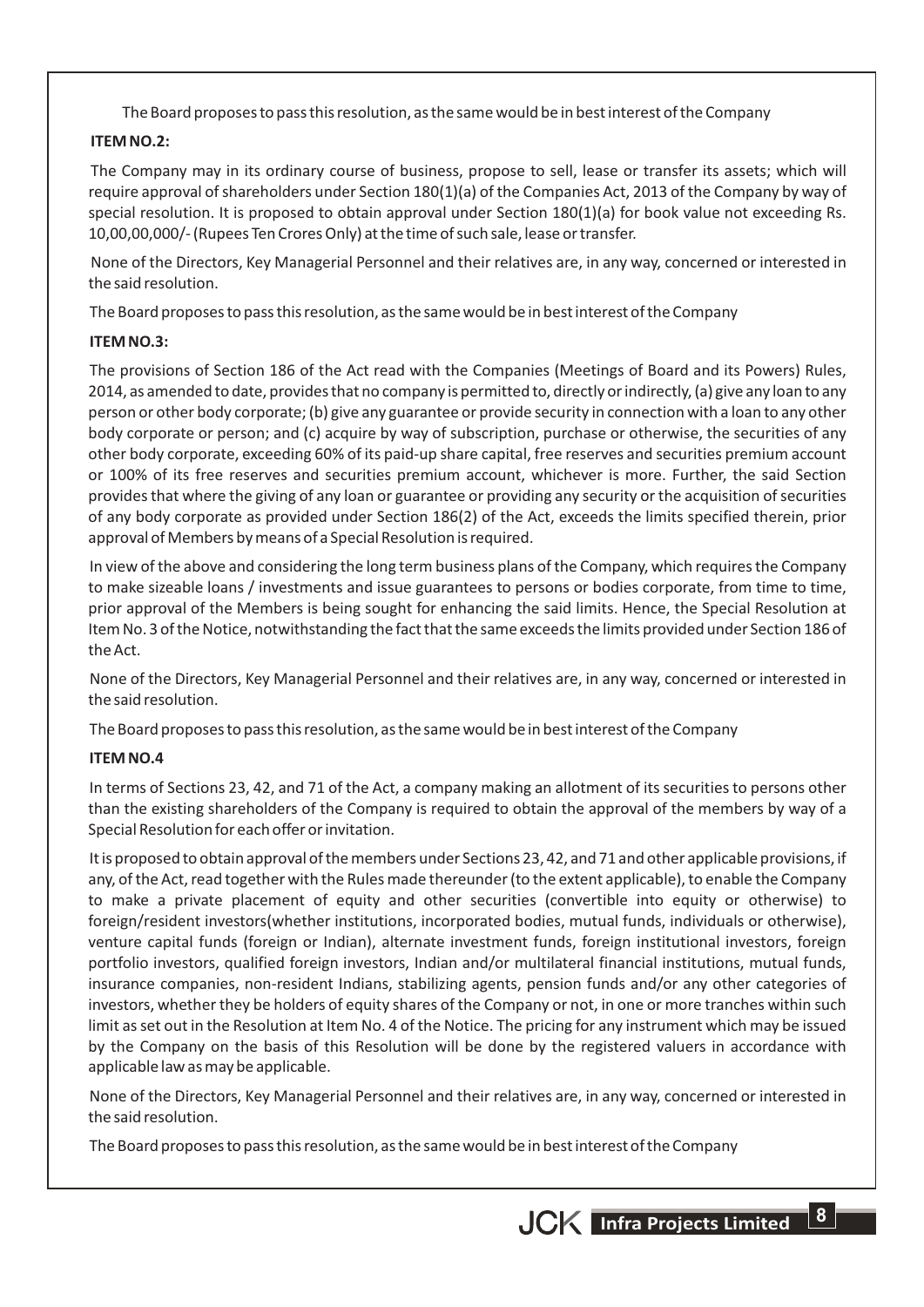The Board proposes to pass this resolution, as the same would be in best interest of the Company

**ITEM NO.2:**

The Company may in its ordinary course of business, propose to sell, lease or transfer its assets; which will require approval of shareholders under Section 180(1)(a) of the Companies Act, 2013 of the Company by way of special resolution. It is proposed to obtain approval under Section 180(1)(a) for book value not exceeding Rs. 10,00,00,000/- (Rupees Ten Crores Only) at the time of such sale, lease or transfer.

None of the Directors, Key Managerial Personnel and their relatives are, in any way, concerned or interested in the said resolution.

The Board proposes to pass this resolution, as the same would be in best interest of the Company

**ITEM NO.3:**

The provisions of Section 186 of the Act read with the Companies (Meetings of Board and its Powers) Rules, 2014, as amended to date, provides that no company is permitted to, directly or indirectly, (a) give any loan to any person or other body corporate; (b) give any guarantee or provide security in connection with a loan to any other body corporate or person; and (c) acquire by way of subscription, purchase or otherwise, the securities of any other body corporate, exceeding 60% of its paid-up share capital, free reserves and securities premium account or 100% of its free reserves and securities premium account, whichever is more. Further, the said Section provides that where the giving of any loan or guarantee or providing any security or the acquisition of securities of any body corporate as provided under Section 186(2) of the Act, exceeds the limits specified therein, prior approval of Members by means of a Special Resolution is required.

In view of the above and considering the long term business plans of the Company, which requires the Company to make sizeable loans / investments and issue guarantees to persons or bodies corporate, from time to time, prior approval of the Members is being sought for enhancing the said limits. Hence, the Special Resolution at Item No. 3 of the Notice, notwithstanding the fact that the same exceeds the limits provided under Section 186 of the Act.

None of the Directors, Key Managerial Personnel and their relatives are, in any way, concerned or interested in the said resolution.

The Board proposes to pass this resolution, as the same would be in best interest of the Company

**ITEM NO.4**

In terms of Sections 23, 42, and 71 of the Act, a company making an allotment of its securities to persons other than the existing shareholders of the Company is required to obtain the approval of the members by way of a Special Resolution for each offer or invitation.

It is proposed to obtain approval of the members under Sections 23, 42, and 71 and other applicable provisions, if any, of the Act, read together with the Rules made thereunder (to the extent applicable), to enable the Company to make a private placement of equity and other securities (convertible into equity or otherwise) to foreign/resident investors(whether institutions, incorporated bodies, mutual funds, individuals or otherwise), venture capital funds (foreign or Indian), alternate investment funds, foreign institutional investors, foreign portfolio investors, qualified foreign investors, Indian and/or multilateral financial institutions, mutual funds, insurance companies, non-resident Indians, stabilizing agents, pension funds and/or any other categories of investors, whether they be holders of equity shares of the Company or not, in one or more tranches within such limit as set out in the Resolution at Item No. 4 of the Notice. The pricing for any instrument which may be issued by the Company on the basis of this Resolution will be done by the registered valuers in accordance with applicable law as may be applicable.

None of the Directors, Key Managerial Personnel and their relatives are, in any way, concerned or interested in the said resolution.

The Board proposes to pass this resolution, as the same would be in best interest of the Company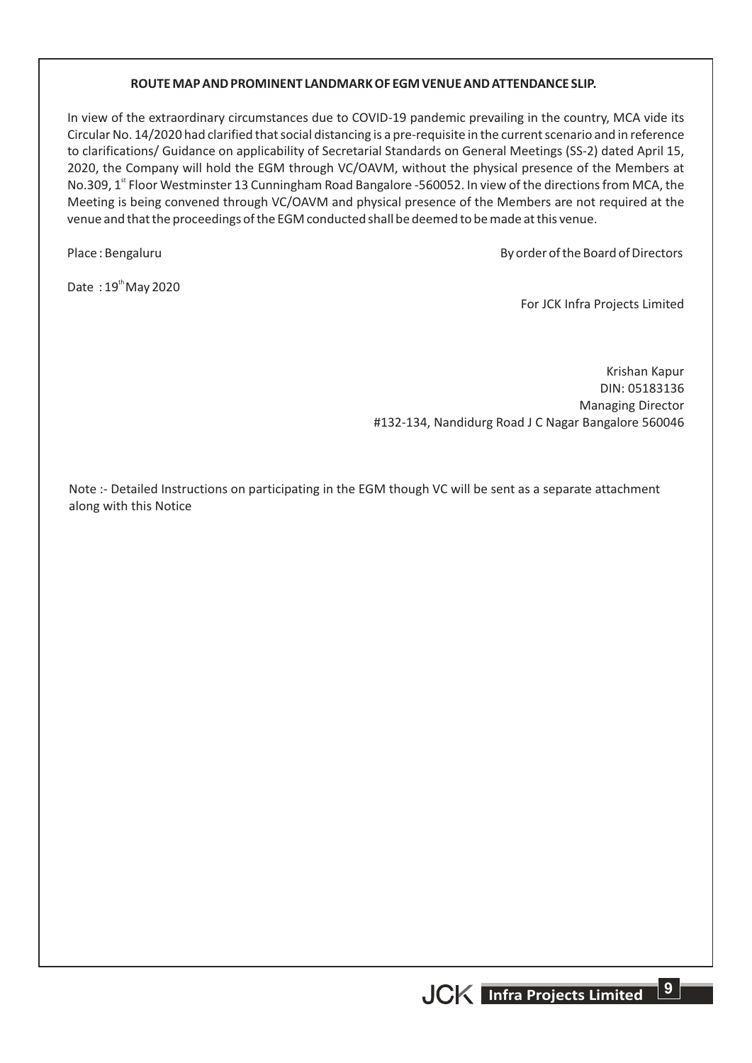**ROUTE MAP AND PROMINENT LANDMARK OF EGM VENUE AND ATTENDANCE SLIP.**

In view of the extraordinary circumstances due to COVID-19 pandemic prevailing in the country, MCA vide its Circular No. 14/2020 had clarified that social distancing is a pre-requisite in the current scenario and in reference to clarifications/ Guidance on applicability of Secretarial Standards on General Meetings (SS-2) dated April 15, 2020, the Company will hold the EGM through VC/OAVM, without the physical presence of the Members at No.309, 1st Floor Westminster 13 Cunningham Road Bangalore -560052. In view of the directions from MCA, the Meeting is being convened through VC/OAVM and physical presence of the Members are not required at the venue and that the proceedings of the EGM conducted shall be deemed to be made at this venue.

Place : Bengaluru

Date : 19th May 2020

By order of the Board of Directors

For JCK Infra Projects Limited

Krishan Kapur
DIN: 05183136
Managing Director
#132-134, Nandidurg Road J C Nagar Bangalore 560046

Note :- Detailed Instructions on participating in the EGM though VC will be sent as a separate attachment along with this Notice